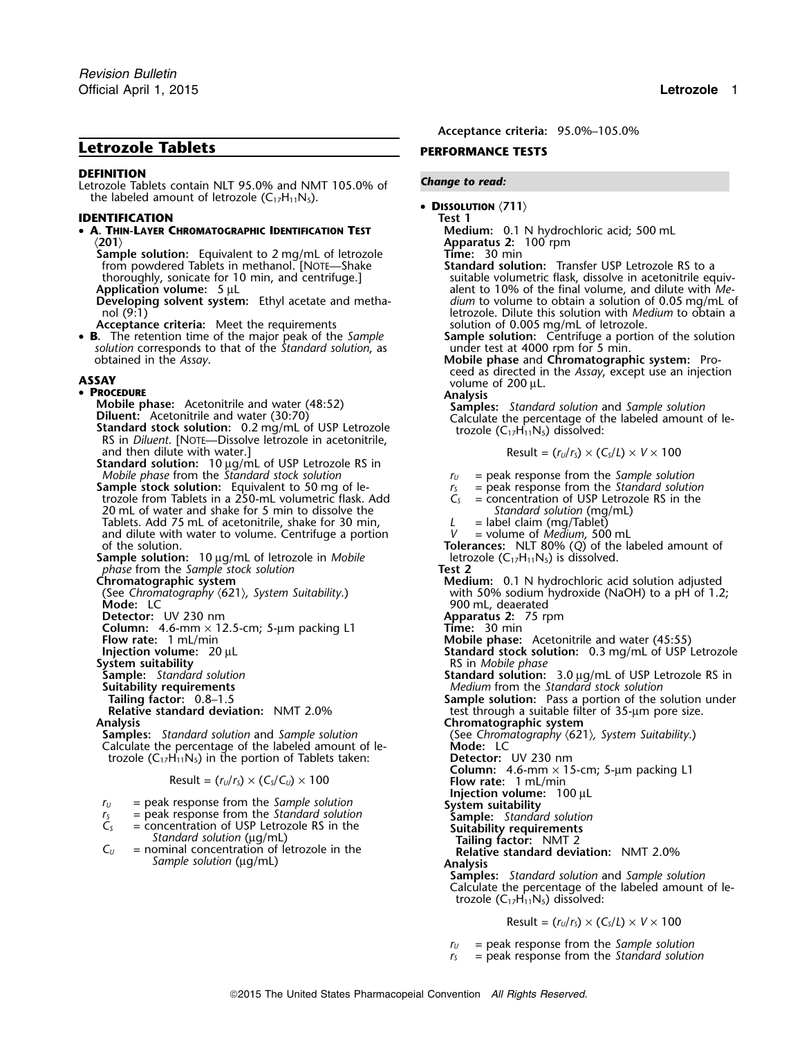# Letrozole Tablets

## DEFINITION

Letrozole Tablets contain NLT 95.0% and NMT 105.0% of the labeled amount of letrozole ($C_{17}H_{11}N_5$).

## IDENTIFICATION

- **A. Thin-Layer Chromatographic Identification Test ⟨201⟩**

  **Sample solution:** Equivalent to 2 mg/mL of letrozole from powdered Tablets in methanol. [Note—Shake thoroughly, sonicate for 10 min, and centrifuge.]

  **Application volume:** 5 µL

  **Developing solvent system:** Ethyl acetate and methanol (9:1)

  **Acceptance criteria:** Meet the requirements

- **B.** The retention time of the major peak of the *Sample solution* corresponds to that of the *Standard solution*, as obtained in the *Assay*.

## ASSAY

- **Procedure**

  **Mobile phase:** Acetonitrile and water (48:52)

  **Diluent:** Acetonitrile and water (30:70)

  **Standard stock solution:** 0.2 mg/mL of USP Letrozole RS in *Diluent*. [Note—Dissolve letrozole in acetonitrile, and then dilute with water.]

  **Standard solution:** 10 µg/mL of USP Letrozole RS in *Mobile phase* from the *Standard stock solution*

  **Sample stock solution:** Equivalent to 50 mg of letrozole from Tablets in a 250-mL volumetric flask. Add 20 mL of water and shake for 5 min to dissolve the Tablets. Add 75 mL of acetonitrile, shake for 30 min, and dilute with water to volume. Centrifuge a portion of the solution.

  **Sample solution:** 10 µg/mL of letrozole in *Mobile phase* from the *Sample stock solution*

  **Chromatographic system**

  (See *Chromatography ⟨621⟩, System Suitability.*)

  **Mode:** LC

  **Detector:** UV 230 nm

  **Column:** 4.6-mm × 12.5-cm; 5-µm packing L1

  **Flow rate:** 1 mL/min

  **Injection volume:** 20 µL

  **System suitability**

  **Sample:** *Standard solution*

  **Suitability requirements**

  **Tailing factor:** 0.8–1.5

  **Relative standard deviation:** NMT 2.0%

  **Analysis**

  **Samples:** *Standard solution* and *Sample solution*

  Calculate the percentage of the labeled amount of letrozole ($C_{17}H_{11}N_5$) in the portion of Tablets taken:

  $$\text{Result} = (r_U/r_S) \times (C_S/C_U) \times 100$$

  $r_U$ = peak response from the *Sample solution*

  $r_S$ = peak response from the *Standard solution*

  $C_S$ = concentration of USP Letrozole RS in the *Standard solution* (µg/mL)

  $C_U$ = nominal concentration of letrozole in the *Sample solution* (µg/mL)

  **Acceptance criteria:** 95.0%–105.0%

## PERFORMANCE TESTS

*Change to read:*

- **Dissolution ⟨711⟩**

  **Test 1**

  **Medium:** 0.1 N hydrochloric acid; 500 mL

  **Apparatus 2:** 100 rpm

  **Time:** 30 min

  **Standard solution:** Transfer USP Letrozole RS to a suitable volumetric flask, dissolve in acetonitrile equivalent to 10% of the final volume, and dilute with *Medium* to volume to obtain a solution of 0.05 mg/mL of letrozole. Dilute this solution with *Medium* to obtain a solution of 0.005 mg/mL of letrozole.

  **Sample solution:** Centrifuge a portion of the solution under test at 4000 rpm for 5 min.

  **Mobile phase** and **Chromatographic system:** Proceed as directed in the *Assay*, except use an injection volume of 200 µL.

  **Analysis**

  **Samples:** *Standard solution* and *Sample solution*

  Calculate the percentage of the labeled amount of letrozole ($C_{17}H_{11}N_5$) dissolved:

  $$\text{Result} = (r_U/r_S) \times (C_S/L) \times V \times 100$$

  $r_U$ = peak response from the *Sample solution*

  $r_S$ = peak response from the *Standard solution*

  $C_S$ = concentration of USP Letrozole RS in the *Standard solution* (mg/mL)

  $L$ = label claim (mg/Tablet)

  $V$ = volume of *Medium*, 500 mL

  **Tolerances:** NLT 80% (*Q*) of the labeled amount of letrozole ($C_{17}H_{11}N_5$) is dissolved.

  **Test 2**

  **Medium:** 0.1 N hydrochloric acid solution adjusted with 50% sodium hydroxide (NaOH) to a pH of 1.2; 900 mL, deaerated

  **Apparatus 2:** 75 rpm

  **Time:** 30 min

  **Mobile phase:** Acetonitrile and water (45:55)

  **Standard stock solution:** 0.3 mg/mL of USP Letrozole RS in *Mobile phase*

  **Standard solution:** 3.0 µg/mL of USP Letrozole RS in *Medium* from the *Standard stock solution*

  **Sample solution:** Pass a portion of the solution under test through a suitable filter of 35-µm pore size.

  **Chromatographic system**

  (See *Chromatography ⟨621⟩, System Suitability.*)

  **Mode:** LC

  **Detector:** UV 230 nm

  **Column:** 4.6-mm × 15-cm; 5-µm packing L1

  **Flow rate:** 1 mL/min

  **Injection volume:** 100 µL

  **System suitability**

  **Sample:** *Standard solution*

  **Suitability requirements**

  **Tailing factor:** NMT 2

  **Relative standard deviation:** NMT 2.0%

  **Analysis**

  **Samples:** *Standard solution* and *Sample solution*

  Calculate the percentage of the labeled amount of letrozole ($C_{17}H_{11}N_5$) dissolved:

  $$\text{Result} = (r_U/r_S) \times (C_S/L) \times V \times 100$$

  $r_U$ = peak response from the *Sample solution*

  $r_S$ = peak response from the *Standard solution*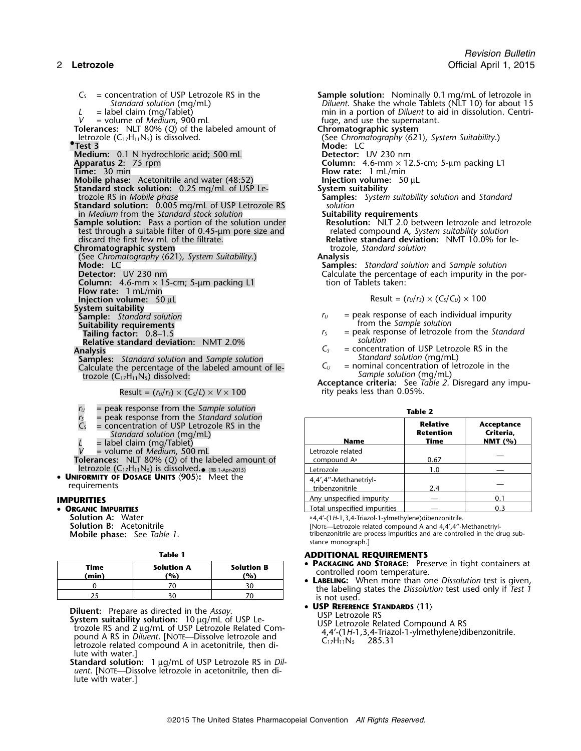$C_S$ = concentration of USP Letrozole RS in the *Standard solution* (mg/mL)
$L$ = label claim (mg/Tablet)
$V$ = volume of *Medium*, 900 mL

**Tolerances:** NLT 80% ($Q$) of the labeled amount of letrozole ($C_{17}H_{11}N_5$) is dissolved.

•**Test 3**

**Medium:** 0.1 N hydrochloric acid; 500 mL
**Apparatus 2:** 75 rpm
**Time:** 30 min
**Mobile phase:** Acetonitrile and water (48:52)
**Standard stock solution:** 0.25 mg/mL of USP Letrozole RS in *Mobile phase*
**Standard solution:** 0.005 mg/mL of USP Letrozole RS in *Medium* from the *Standard stock solution*
**Sample solution:** Pass a portion of the solution under test through a suitable filter of 0.45-µm pore size and discard the first few mL of the filtrate.
**Chromatographic system**
(See *Chromatography* ⟨621⟩, *System Suitability*.)
**Mode:** LC
**Detector:** UV 230 nm
**Column:** 4.6-mm × 15-cm; 5-µm packing L1
**Flow rate:** 1 mL/min
**Injection volume:** 50 µL
**System suitability**
**Sample:** *Standard solution*
**Suitability requirements**
**Tailing factor:** 0.8–1.5
**Relative standard deviation:** NMT 2.0%
**Analysis**
**Samples:** *Standard solution* and *Sample solution*
Calculate the percentage of the labeled amount of letrozole ($C_{17}H_{11}N_5$) dissolved:

$$\text{Result} = (r_U/r_S) \times (C_S/L) \times V \times 100$$

$r_U$ = peak response from the *Sample solution*
$r_S$ = peak response from the *Standard solution*
$C_S$ = concentration of USP Letrozole RS in the *Standard solution* (mg/mL)
$L$ = label claim (mg/Tablet)
$V$ = volume of *Medium*, 500 mL

**Tolerances:** NLT 80% ($Q$) of the labeled amount of letrozole ($C_{17}H_{11}N_5$) is dissolved.• (RB 1-Apr-2015)

• **Uniformity of Dosage Units** ⟨905⟩: Meet the requirements

## IMPURITIES

• **Organic Impurities**

**Solution A:** Water
**Solution B:** Acetonitrile
**Mobile phase:** See *Table 1*.

**Table 1**

| Time (min) | Solution A (%) | Solution B (%) |
|---|---|---|
| 0 | 70 | 30 |
| 25 | 30 | 70 |

**Diluent:** Prepare as directed in the *Assay*.
**System suitability solution:** 10 µg/mL of USP Letrozole RS and 2 µg/mL of USP Letrozole Related Compound A RS in *Diluent*. [Note—Dissolve letrozole and letrozole related compound A in acetonitrile, then dilute with water.]
**Standard solution:** 1 µg/mL of USP Letrozole RS in *Diluent*. [Note—Dissolve letrozole in acetonitrile, then dilute with water.]
**Sample solution:** Nominally 0.1 mg/mL of letrozole in *Diluent*. Shake the whole Tablets (NLT 10) for about 15 min in a portion of *Diluent* to aid in dissolution. Centrifuge, and use the supernatant.
**Chromatographic system**
(See *Chromatography* ⟨621⟩, *System Suitability*.)
**Mode:** LC
**Detector:** UV 230 nm
**Column:** 4.6-mm × 12.5-cm; 5-µm packing L1
**Flow rate:** 1 mL/min
**Injection volume:** 50 µL
**System suitability**
**Samples:** *System suitability solution* and *Standard solution*
**Suitability requirements**
**Resolution:** NLT 2.0 between letrozole and letrozole related compound A, *System suitability solution*
**Relative standard deviation:** NMT 10.0% for letrozole, *Standard solution*
**Analysis**
**Samples:** *Standard solution* and *Sample solution*
Calculate the percentage of each impurity in the portion of Tablets taken:

$$\text{Result} = (r_U/r_S) \times (C_S/C_U) \times 100$$

$r_U$ = peak response of each individual impurity from the *Sample solution*
$r_S$ = peak response of letrozole from the *Standard solution*
$C_S$ = concentration of USP Letrozole RS in the *Standard solution* (mg/mL)
$C_U$ = nominal concentration of letrozole in the *Sample solution* (mg/mL)

**Acceptance criteria:** See *Table 2*. Disregard any impurity peaks less than 0.05%.

**Table 2**

| Name | Relative Retention Time | Acceptance Criteria, NMT (%) |
|---|---|---|
| Letrozole related compound A[a] | 0.67 | — |
| Letrozole | 1.0 | — |
| 4,4′,4′′-Methanetriyl-tribenzonitrile | 2.4 | — |
| Any unspecified impurity | — | 0.1 |
| Total unspecified impurities | — | 0.3 |

[a] 4,4′-(1*H*-1,3,4-Triazol-1-ylmethylene)dibenzonitrile.

[Note—Letrozole related compound A and 4,4′,4′′-Methanetriyl-tribenzonitrile are process impurities and are controlled in the drug substance monograph.]

## ADDITIONAL REQUIREMENTS

• **Packaging and Storage:** Preserve in tight containers at controlled room temperature.
• **Labeling:** When more than one *Dissolution* test is given, the labeling states the *Dissolution* test used only if *Test 1* is not used.
• **USP Reference Standards** ⟨11⟩
USP Letrozole RS
USP Letrozole Related Compound A RS
4,4′-(1*H*-1,3,4-Triazol-1-ylmethylene)dibenzonitrile.
$C_{17}H_{11}N_5$ 285.31